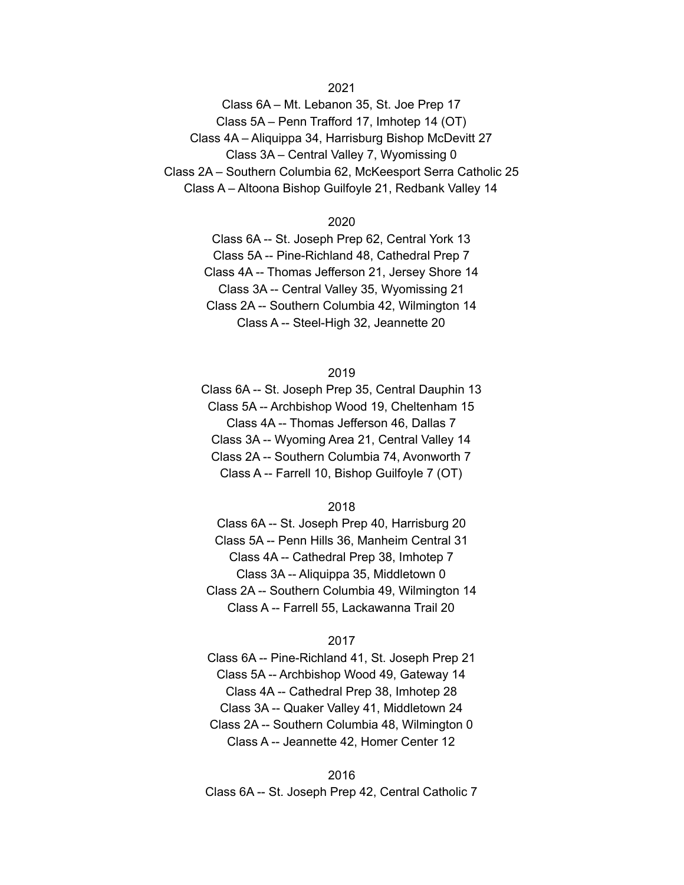2021

Class 6A – Mt. Lebanon 35, St. Joe Prep 17
Class 5A – Penn Trafford 17, Imhotep 14 (OT)
Class 4A – Aliquippa 34, Harrisburg Bishop McDevitt 27
Class 3A – Central Valley 7, Wyomissing 0
Class 2A – Southern Columbia 62, McKeesport Serra Catholic 25
Class A – Altoona Bishop Guilfoyle 21, Redbank Valley 14

2020

Class 6A -- St. Joseph Prep 62, Central York 13
Class 5A -- Pine-Richland 48, Cathedral Prep 7
Class 4A -- Thomas Jefferson 21, Jersey Shore 14
Class 3A -- Central Valley 35, Wyomissing 21
Class 2A -- Southern Columbia 42, Wilmington 14
Class A -- Steel-High 32, Jeannette 20

2019

Class 6A -- St. Joseph Prep 35, Central Dauphin 13
Class 5A -- Archbishop Wood 19, Cheltenham 15
Class 4A -- Thomas Jefferson 46, Dallas 7
Class 3A -- Wyoming Area 21, Central Valley 14
Class 2A -- Southern Columbia 74, Avonworth 7
Class A -- Farrell 10, Bishop Guilfoyle 7 (OT)

2018

Class 6A -- St. Joseph Prep 40, Harrisburg 20
Class 5A -- Penn Hills 36, Manheim Central 31
Class 4A -- Cathedral Prep 38, Imhotep 7
Class 3A -- Aliquippa 35, Middletown 0
Class 2A -- Southern Columbia 49, Wilmington 14
Class A -- Farrell 55, Lackawanna Trail 20

2017

Class 6A -- Pine-Richland 41, St. Joseph Prep 21
Class 5A -- Archbishop Wood 49, Gateway 14
Class 4A -- Cathedral Prep 38, Imhotep 28
Class 3A -- Quaker Valley 41, Middletown 24
Class 2A -- Southern Columbia 48, Wilmington 0
Class A -- Jeannette 42, Homer Center 12

2016

Class 6A -- St. Joseph Prep 42, Central Catholic 7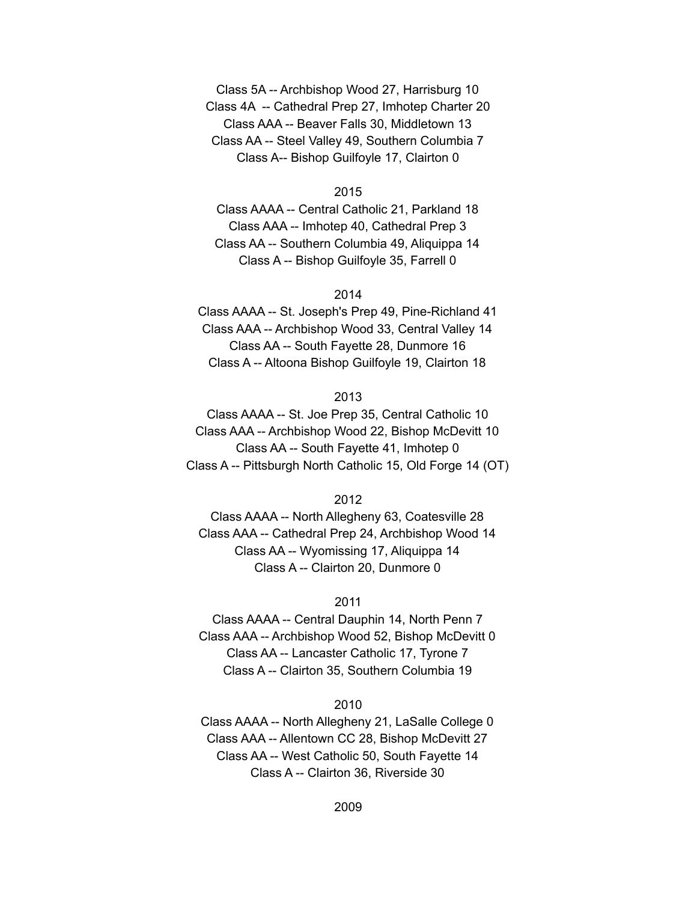Class 5A -- Archbishop Wood 27, Harrisburg 10
Class 4A -- Cathedral Prep 27, Imhotep Charter 20
Class AAA -- Beaver Falls 30, Middletown 13
Class AA -- Steel Valley 49, Southern Columbia 7
Class A-- Bishop Guilfoyle 17, Clairton 0

2015

Class AAAA -- Central Catholic 21, Parkland 18
Class AAA -- Imhotep 40, Cathedral Prep 3
Class AA -- Southern Columbia 49, Aliquippa 14
Class A -- Bishop Guilfoyle 35, Farrell 0

2014

Class AAAA -- St. Joseph's Prep 49, Pine-Richland 41
Class AAA -- Archbishop Wood 33, Central Valley 14
Class AA -- South Fayette 28, Dunmore 16
Class A -- Altoona Bishop Guilfoyle 19, Clairton 18

2013

Class AAAA -- St. Joe Prep 35, Central Catholic 10
Class AAA -- Archbishop Wood 22, Bishop McDevitt 10
Class AA -- South Fayette 41, Imhotep 0
Class A -- Pittsburgh North Catholic 15, Old Forge 14 (OT)

2012

Class AAAA -- North Allegheny 63, Coatesville 28
Class AAA -- Cathedral Prep 24, Archbishop Wood 14
Class AA -- Wyomissing 17, Aliquippa 14
Class A -- Clairton 20, Dunmore 0

2011

Class AAAA -- Central Dauphin 14, North Penn 7
Class AAA -- Archbishop Wood 52, Bishop McDevitt 0
Class AA -- Lancaster Catholic 17, Tyrone 7
Class A -- Clairton 35, Southern Columbia 19

2010

Class AAAA -- North Allegheny 21, LaSalle College 0
Class AAA -- Allentown CC 28, Bishop McDevitt 27
Class AA -- West Catholic 50, South Fayette 14
Class A -- Clairton 36, Riverside 30

2009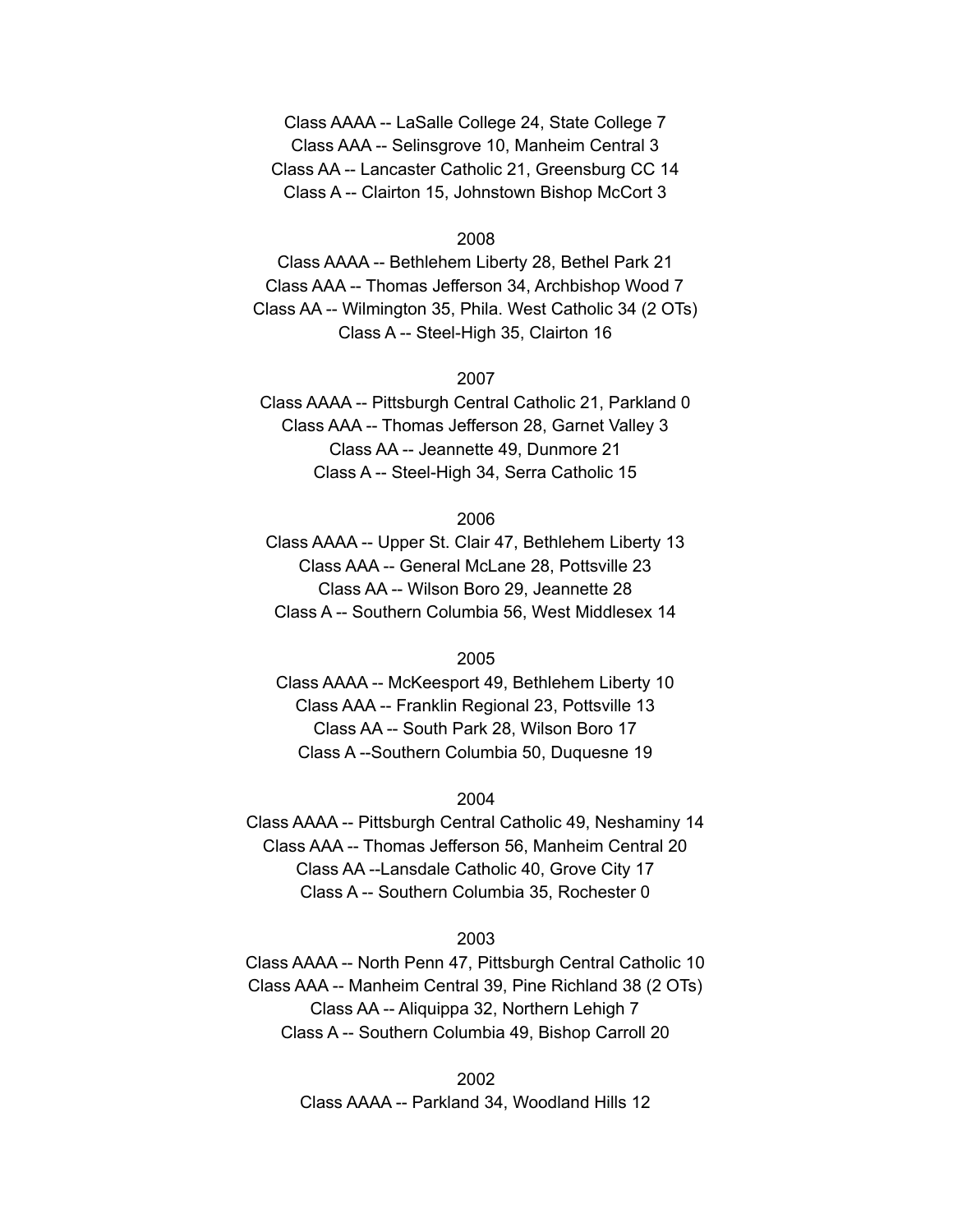Class AAAA -- LaSalle College 24, State College 7
Class AAA -- Selinsgrove 10, Manheim Central 3
Class AA -- Lancaster Catholic 21, Greensburg CC 14
Class A -- Clairton 15, Johnstown Bishop McCort 3

2008

Class AAAA -- Bethlehem Liberty 28, Bethel Park 21
Class AAA -- Thomas Jefferson 34, Archbishop Wood 7
Class AA -- Wilmington 35, Phila. West Catholic 34 (2 OTs)
Class A -- Steel-High 35, Clairton 16

2007

Class AAAA -- Pittsburgh Central Catholic 21, Parkland 0
Class AAA -- Thomas Jefferson 28, Garnet Valley 3
Class AA -- Jeannette 49, Dunmore 21
Class A -- Steel-High 34, Serra Catholic 15

2006

Class AAAA -- Upper St. Clair 47, Bethlehem Liberty 13
Class AAA -- General McLane 28, Pottsville 23
Class AA -- Wilson Boro 29, Jeannette 28
Class A -- Southern Columbia 56, West Middlesex 14

2005

Class AAAA -- McKeesport 49, Bethlehem Liberty 10
Class AAA -- Franklin Regional 23, Pottsville 13
Class AA -- South Park 28, Wilson Boro 17
Class A --Southern Columbia 50, Duquesne 19

2004

Class AAAA -- Pittsburgh Central Catholic 49, Neshaminy 14
Class AAA -- Thomas Jefferson 56, Manheim Central 20
Class AA --Lansdale Catholic 40, Grove City 17
Class A -- Southern Columbia 35, Rochester 0

2003

Class AAAA -- North Penn 47, Pittsburgh Central Catholic 10
Class AAA -- Manheim Central 39, Pine Richland 38 (2 OTs)
Class AA -- Aliquippa 32, Northern Lehigh 7
Class A -- Southern Columbia 49, Bishop Carroll 20

2002

Class AAAA -- Parkland 34, Woodland Hills 12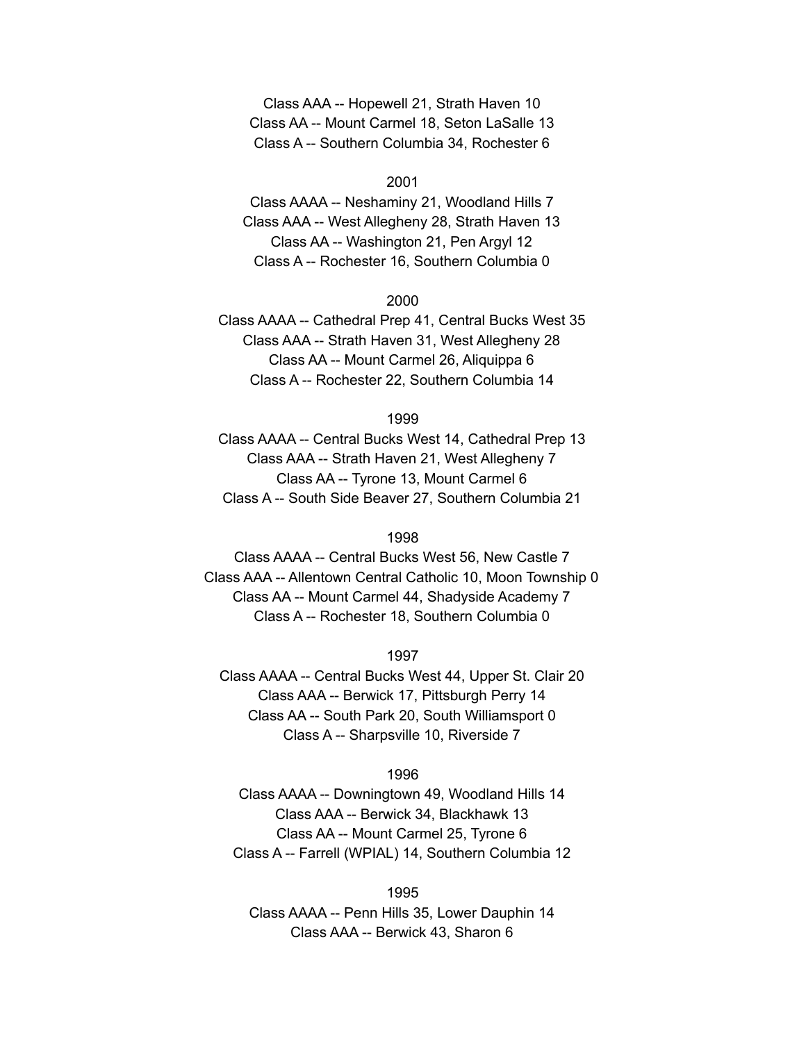Class AAA -- Hopewell 21, Strath Haven 10
Class AA -- Mount Carmel 18, Seton LaSalle 13
Class A -- Southern Columbia 34, Rochester 6

2001

Class AAAA -- Neshaminy 21, Woodland Hills 7
Class AAA -- West Allegheny 28, Strath Haven 13
Class AA -- Washington 21, Pen Argyl 12
Class A -- Rochester 16, Southern Columbia 0

2000

Class AAAA -- Cathedral Prep 41, Central Bucks West 35
Class AAA -- Strath Haven 31, West Allegheny 28
Class AA -- Mount Carmel 26, Aliquippa 6
Class A -- Rochester 22, Southern Columbia 14

1999

Class AAAA -- Central Bucks West 14, Cathedral Prep 13
Class AAA -- Strath Haven 21, West Allegheny 7
Class AA -- Tyrone 13, Mount Carmel 6
Class A -- South Side Beaver 27, Southern Columbia 21

1998

Class AAAA -- Central Bucks West 56, New Castle 7
Class AAA -- Allentown Central Catholic 10, Moon Township 0
Class AA -- Mount Carmel 44, Shadyside Academy 7
Class A -- Rochester 18, Southern Columbia 0

1997

Class AAAA -- Central Bucks West 44, Upper St. Clair 20
Class AAA -- Berwick 17, Pittsburgh Perry 14
Class AA -- South Park 20, South Williamsport 0
Class A -- Sharpsville 10, Riverside 7

1996

Class AAAA -- Downingtown 49, Woodland Hills 14
Class AAA -- Berwick 34, Blackhawk 13
Class AA -- Mount Carmel 25, Tyrone 6
Class A -- Farrell (WPIAL) 14, Southern Columbia 12

1995

Class AAAA -- Penn Hills 35, Lower Dauphin 14
Class AAA -- Berwick 43, Sharon 6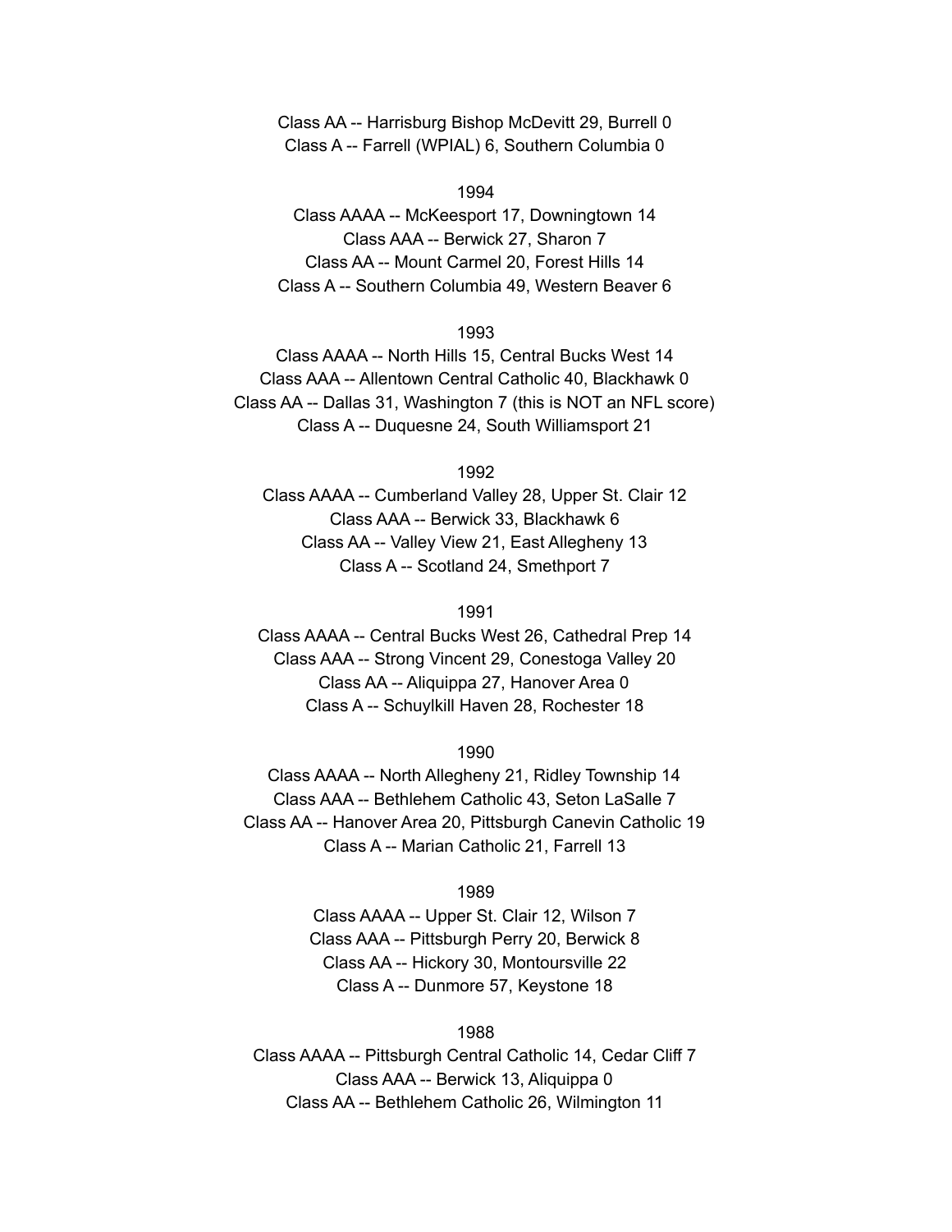Class AA -- Harrisburg Bishop McDevitt 29, Burrell 0
Class A -- Farrell (WPIAL) 6, Southern Columbia 0

1994

Class AAAA -- McKeesport 17, Downingtown 14
Class AAA -- Berwick 27, Sharon 7
Class AA -- Mount Carmel 20, Forest Hills 14
Class A -- Southern Columbia 49, Western Beaver 6

1993

Class AAAA -- North Hills 15, Central Bucks West 14
Class AAA -- Allentown Central Catholic 40, Blackhawk 0
Class AA -- Dallas 31, Washington 7 (this is NOT an NFL score)
Class A -- Duquesne 24, South Williamsport 21

1992

Class AAAA -- Cumberland Valley 28, Upper St. Clair 12
Class AAA -- Berwick 33, Blackhawk 6
Class AA -- Valley View 21, East Allegheny 13
Class A -- Scotland 24, Smethport 7

1991

Class AAAA -- Central Bucks West 26, Cathedral Prep 14
Class AAA -- Strong Vincent 29, Conestoga Valley 20
Class AA -- Aliquippa 27, Hanover Area 0
Class A -- Schuylkill Haven 28, Rochester 18

1990

Class AAAA -- North Allegheny 21, Ridley Township 14
Class AAA -- Bethlehem Catholic 43, Seton LaSalle 7
Class AA -- Hanover Area 20, Pittsburgh Canevin Catholic 19
Class A -- Marian Catholic 21, Farrell 13

1989

Class AAAA -- Upper St. Clair 12, Wilson 7
Class AAA -- Pittsburgh Perry 20, Berwick 8
Class AA -- Hickory 30, Montoursville 22
Class A -- Dunmore 57, Keystone 18

1988

Class AAAA -- Pittsburgh Central Catholic 14, Cedar Cliff 7
Class AAA -- Berwick 13, Aliquippa 0
Class AA -- Bethlehem Catholic 26, Wilmington 11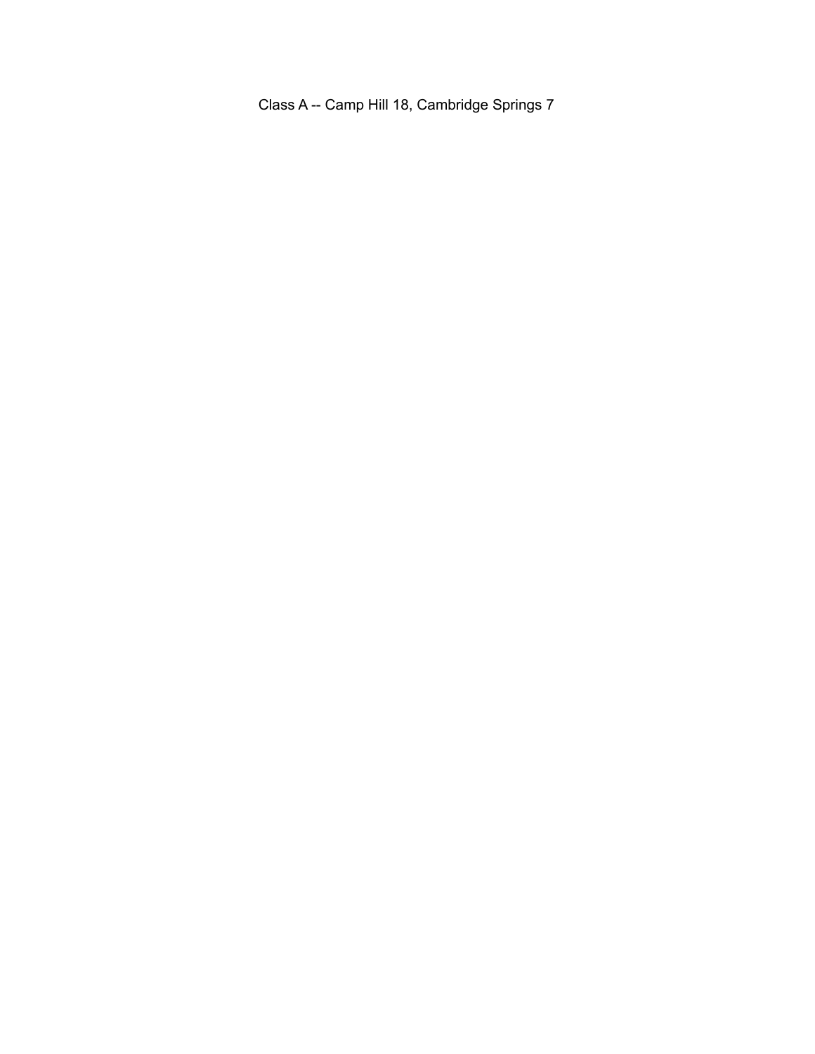Class A -- Camp Hill 18, Cambridge Springs 7